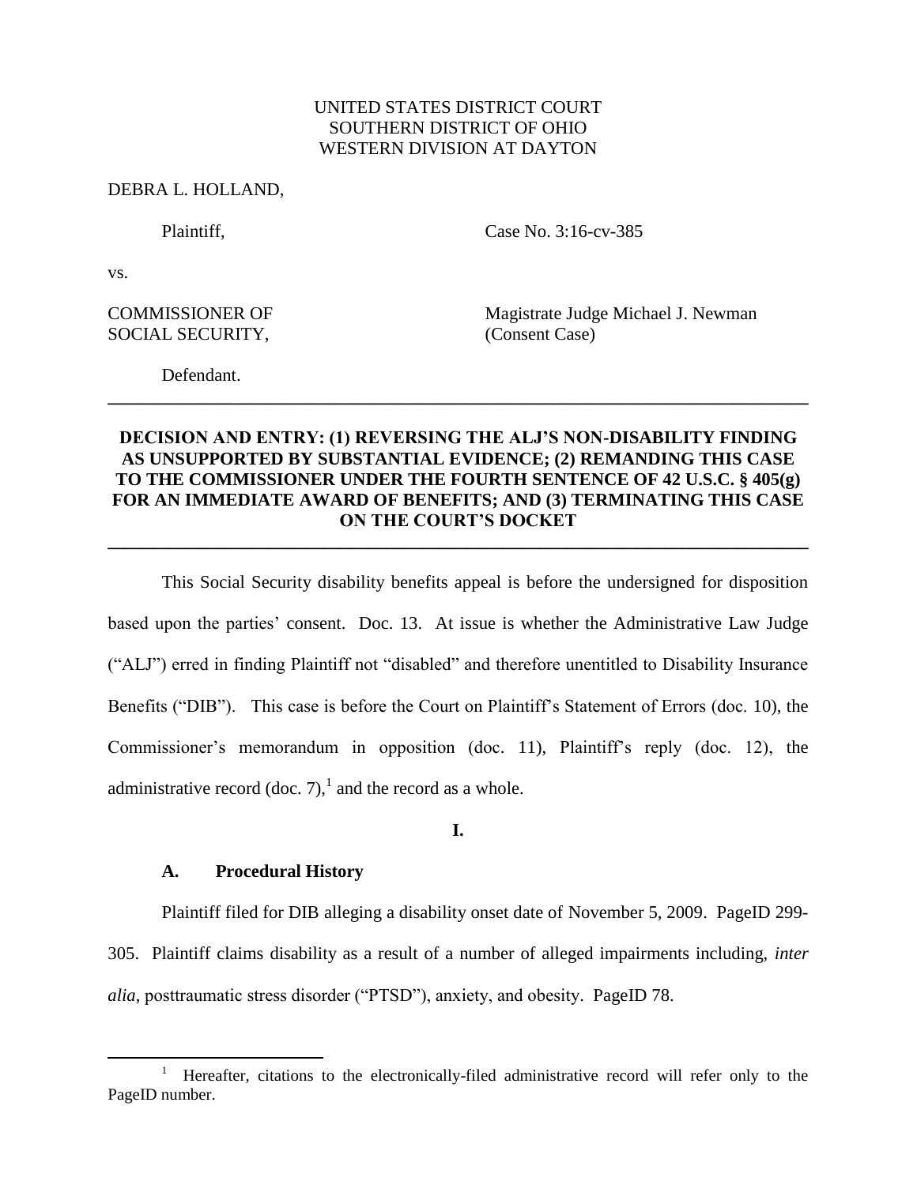UNITED STATES DISTRICT COURT
SOUTHERN DISTRICT OF OHIO
WESTERN DIVISION AT DAYTON

DEBRA L. HOLLAND,

Plaintiff, Case No. 3:16-cv-385

vs.

COMMISSIONER OF SOCIAL SECURITY, Magistrate Judge Michael J. Newman (Consent Case)

Defendant.

---

**DECISION AND ENTRY: (1) REVERSING THE ALJ'S NON-DISABILITY FINDING AS UNSUPPORTED BY SUBSTANTIAL EVIDENCE; (2) REMANDING THIS CASE TO THE COMMISSIONER UNDER THE FOURTH SENTENCE OF 42 U.S.C. § 405(g) FOR AN IMMEDIATE AWARD OF BENEFITS; AND (3) TERMINATING THIS CASE ON THE COURT'S DOCKET**

---

This Social Security disability benefits appeal is before the undersigned for disposition based upon the parties' consent. Doc. 13. At issue is whether the Administrative Law Judge ("ALJ") erred in finding Plaintiff not "disabled" and therefore unentitled to Disability Insurance Benefits ("DIB"). This case is before the Court on Plaintiff's Statement of Errors (doc. 10), the Commissioner's memorandum in opposition (doc. 11), Plaintiff's reply (doc. 12), the administrative record (doc. 7),[1] and the record as a whole.

**I.**

**A. Procedural History**

Plaintiff filed for DIB alleging a disability onset date of November 5, 2009. PageID 299-305. Plaintiff claims disability as a result of a number of alleged impairments including, *inter alia*, posttraumatic stress disorder ("PTSD"), anxiety, and obesity. PageID 78.

[1] Hereafter, citations to the electronically-filed administrative record will refer only to the PageID number.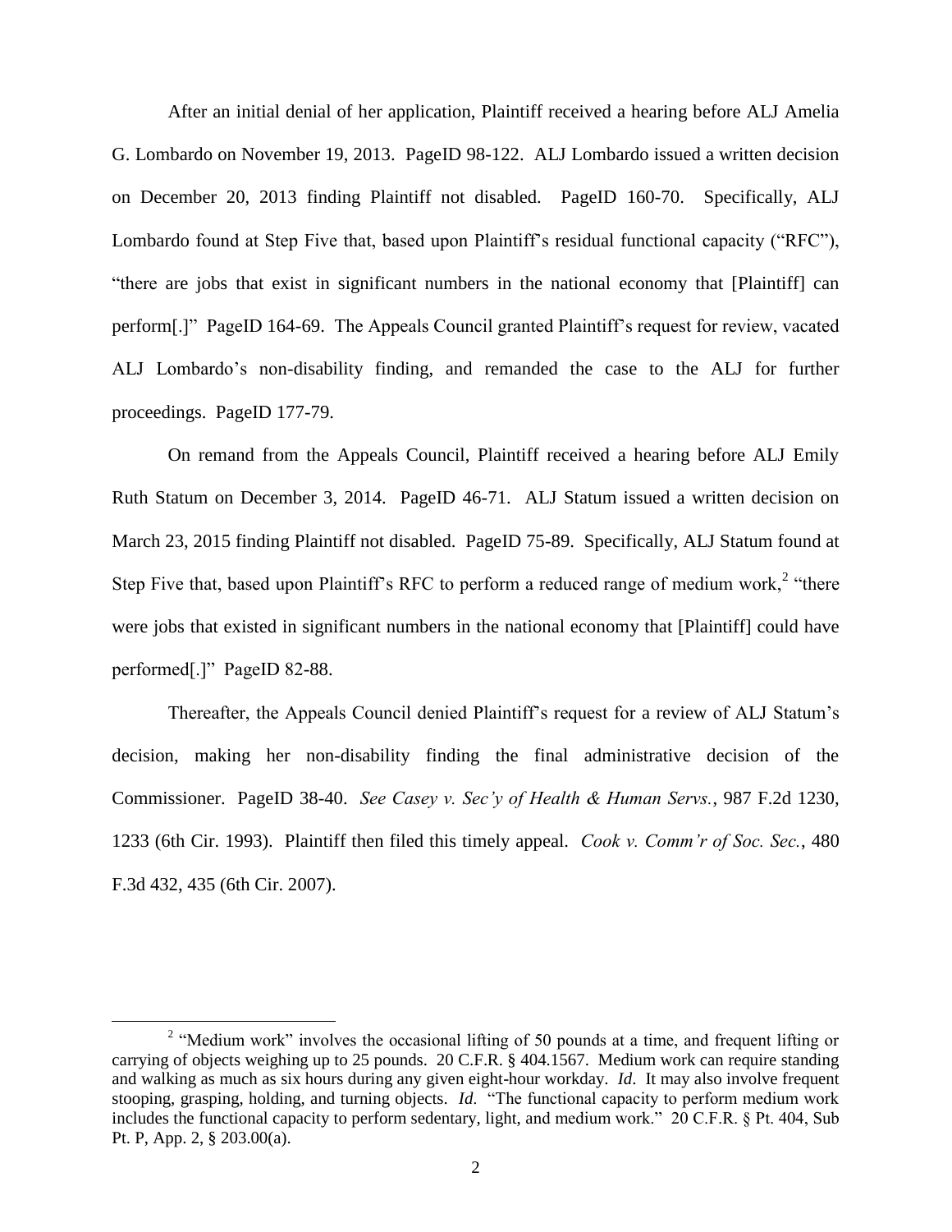After an initial denial of her application, Plaintiff received a hearing before ALJ Amelia G. Lombardo on November 19, 2013. PageID 98-122. ALJ Lombardo issued a written decision on December 20, 2013 finding Plaintiff not disabled. PageID 160-70. Specifically, ALJ Lombardo found at Step Five that, based upon Plaintiff's residual functional capacity ("RFC"), "there are jobs that exist in significant numbers in the national economy that [Plaintiff] can perform[.]" PageID 164-69. The Appeals Council granted Plaintiff's request for review, vacated ALJ Lombardo's non-disability finding, and remanded the case to the ALJ for further proceedings. PageID 177-79.

On remand from the Appeals Council, Plaintiff received a hearing before ALJ Emily Ruth Statum on December 3, 2014. PageID 46-71. ALJ Statum issued a written decision on March 23, 2015 finding Plaintiff not disabled. PageID 75-89. Specifically, ALJ Statum found at Step Five that, based upon Plaintiff's RFC to perform a reduced range of medium work,[2] "there were jobs that existed in significant numbers in the national economy that [Plaintiff] could have performed[.]" PageID 82-88.

Thereafter, the Appeals Council denied Plaintiff's request for a review of ALJ Statum's decision, making her non-disability finding the final administrative decision of the Commissioner. PageID 38-40. *See Casey v. Sec'y of Health & Human Servs.*, 987 F.2d 1230, 1233 (6th Cir. 1993). Plaintiff then filed this timely appeal. *Cook v. Comm'r of Soc. Sec.*, 480 F.3d 432, 435 (6th Cir. 2007).

---

[2] "Medium work" involves the occasional lifting of 50 pounds at a time, and frequent lifting or carrying of objects weighing up to 25 pounds. 20 C.F.R. § 404.1567. Medium work can require standing and walking as much as six hours during any given eight-hour workday. *Id*. It may also involve frequent stooping, grasping, holding, and turning objects. *Id*. "The functional capacity to perform medium work includes the functional capacity to perform sedentary, light, and medium work." 20 C.F.R. § Pt. 404, Sub Pt. P, App. 2, § 203.00(a).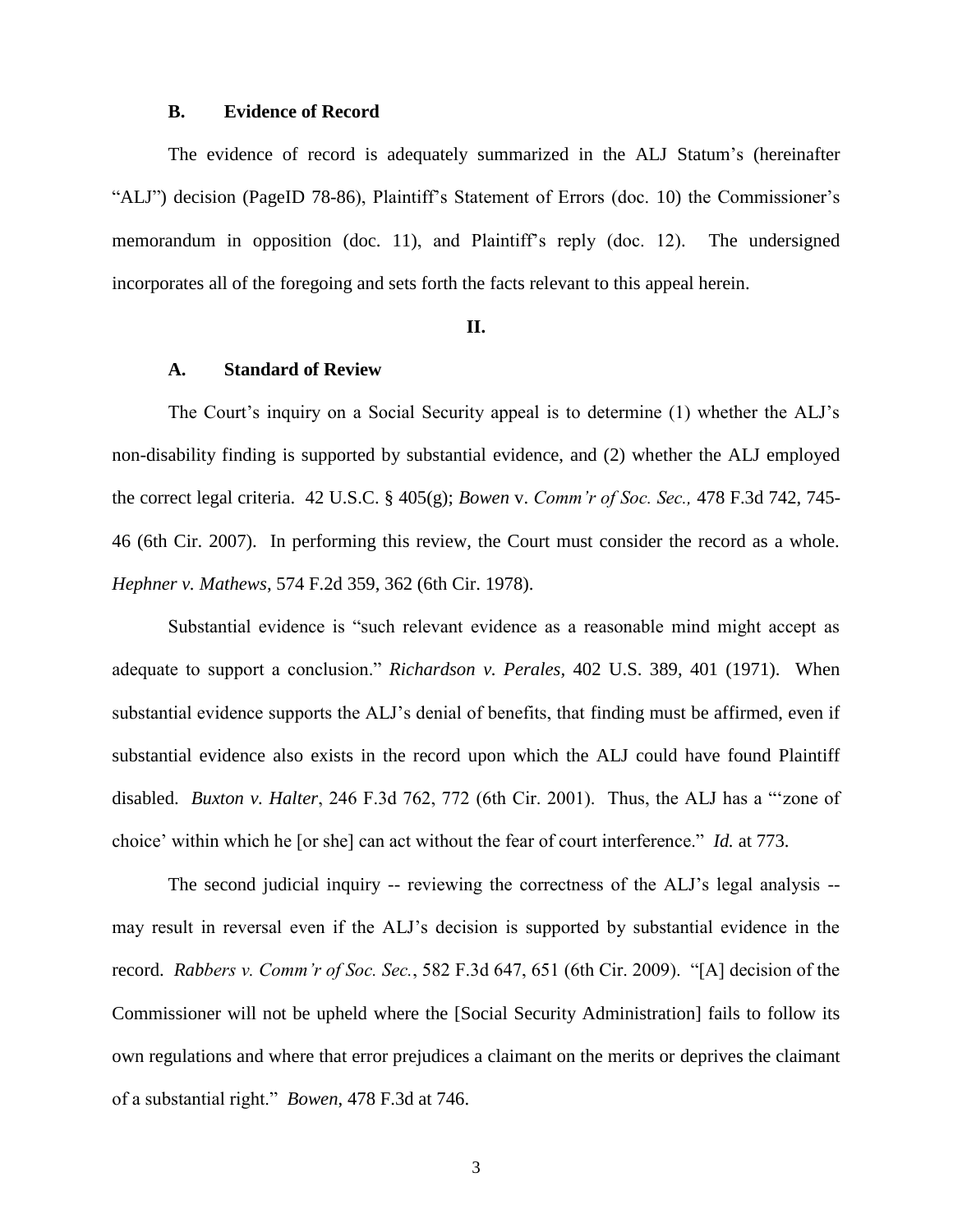### B. Evidence of Record

The evidence of record is adequately summarized in the ALJ Statum's (hereinafter "ALJ") decision (PageID 78-86), Plaintiff's Statement of Errors (doc. 10) the Commissioner's memorandum in opposition (doc. 11), and Plaintiff's reply (doc. 12). The undersigned incorporates all of the foregoing and sets forth the facts relevant to this appeal herein.

## II.

### A. Standard of Review

The Court's inquiry on a Social Security appeal is to determine (1) whether the ALJ's non-disability finding is supported by substantial evidence, and (2) whether the ALJ employed the correct legal criteria. 42 U.S.C. § 405(g); *Bowen* v. *Comm'r of Soc. Sec.,* 478 F.3d 742, 745-46 (6th Cir. 2007). In performing this review, the Court must consider the record as a whole. *Hephner v. Mathews*, 574 F.2d 359, 362 (6th Cir. 1978).

Substantial evidence is "such relevant evidence as a reasonable mind might accept as adequate to support a conclusion." *Richardson v. Perales,* 402 U.S. 389, 401 (1971). When substantial evidence supports the ALJ's denial of benefits, that finding must be affirmed, even if substantial evidence also exists in the record upon which the ALJ could have found Plaintiff disabled. *Buxton v. Halter*, 246 F.3d 762, 772 (6th Cir. 2001). Thus, the ALJ has a "'zone of choice' within which he [or she] can act without the fear of court interference." *Id.* at 773.

The second judicial inquiry -- reviewing the correctness of the ALJ's legal analysis -- may result in reversal even if the ALJ's decision is supported by substantial evidence in the record. *Rabbers v. Comm'r of Soc. Sec.*, 582 F.3d 647, 651 (6th Cir. 2009). "[A] decision of the Commissioner will not be upheld where the [Social Security Administration] fails to follow its own regulations and where that error prejudices a claimant on the merits or deprives the claimant of a substantial right." *Bowen*, 478 F.3d at 746.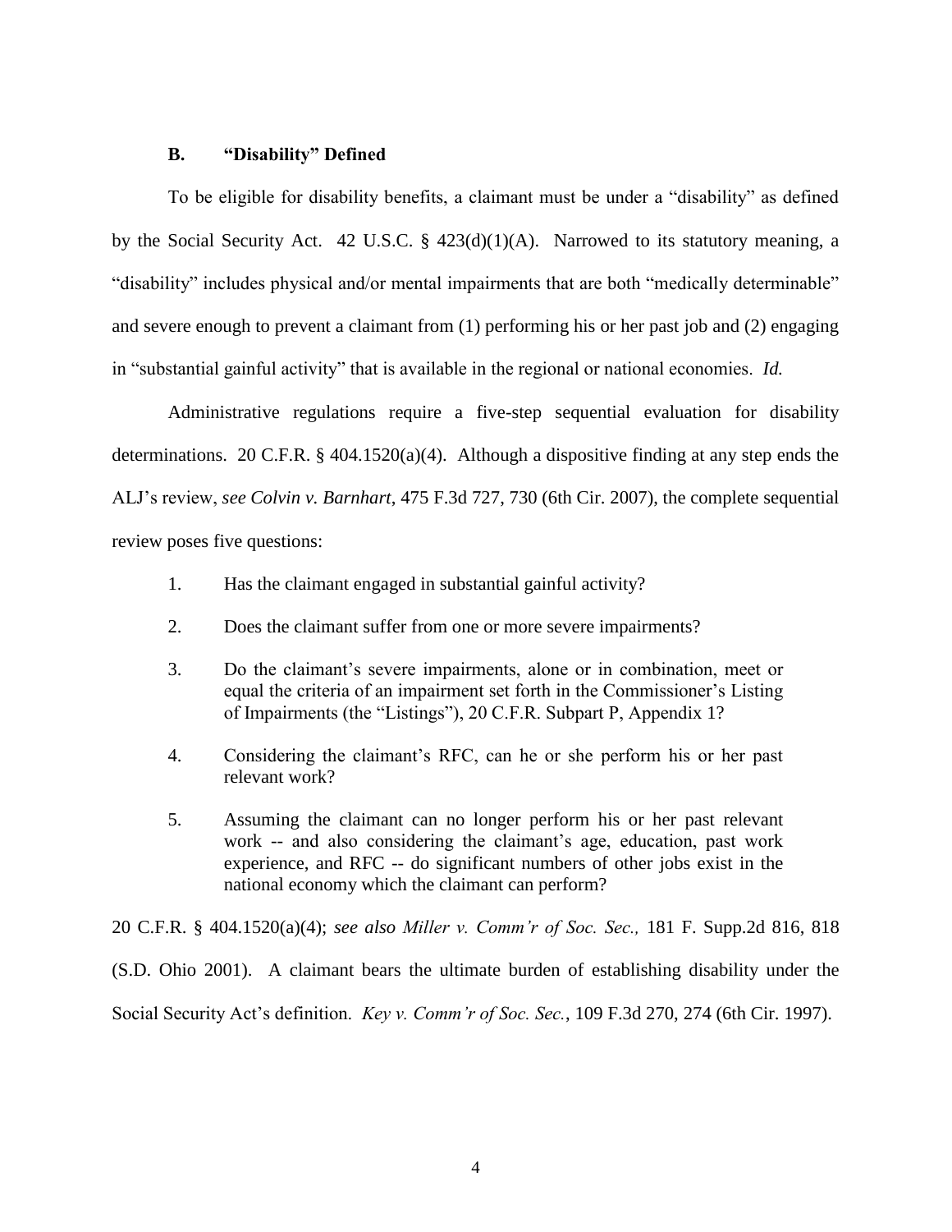### B. "Disability" Defined

To be eligible for disability benefits, a claimant must be under a "disability" as defined by the Social Security Act. 42 U.S.C. § 423(d)(1)(A). Narrowed to its statutory meaning, a "disability" includes physical and/or mental impairments that are both "medically determinable" and severe enough to prevent a claimant from (1) performing his or her past job and (2) engaging in "substantial gainful activity" that is available in the regional or national economies. *Id.*

Administrative regulations require a five-step sequential evaluation for disability determinations. 20 C.F.R. § 404.1520(a)(4). Although a dispositive finding at any step ends the ALJ's review, *see Colvin v. Barnhart*, 475 F.3d 727, 730 (6th Cir. 2007), the complete sequential review poses five questions:

1. Has the claimant engaged in substantial gainful activity?

2. Does the claimant suffer from one or more severe impairments?

3. Do the claimant's severe impairments, alone or in combination, meet or equal the criteria of an impairment set forth in the Commissioner's Listing of Impairments (the "Listings"), 20 C.F.R. Subpart P, Appendix 1?

4. Considering the claimant's RFC, can he or she perform his or her past relevant work?

5. Assuming the claimant can no longer perform his or her past relevant work -- and also considering the claimant's age, education, past work experience, and RFC -- do significant numbers of other jobs exist in the national economy which the claimant can perform?

20 C.F.R. § 404.1520(a)(4); *see also Miller v. Comm'r of Soc. Sec.,* 181 F. Supp.2d 816, 818 (S.D. Ohio 2001). A claimant bears the ultimate burden of establishing disability under the Social Security Act's definition. *Key v. Comm'r of Soc. Sec.*, 109 F.3d 270, 274 (6th Cir. 1997).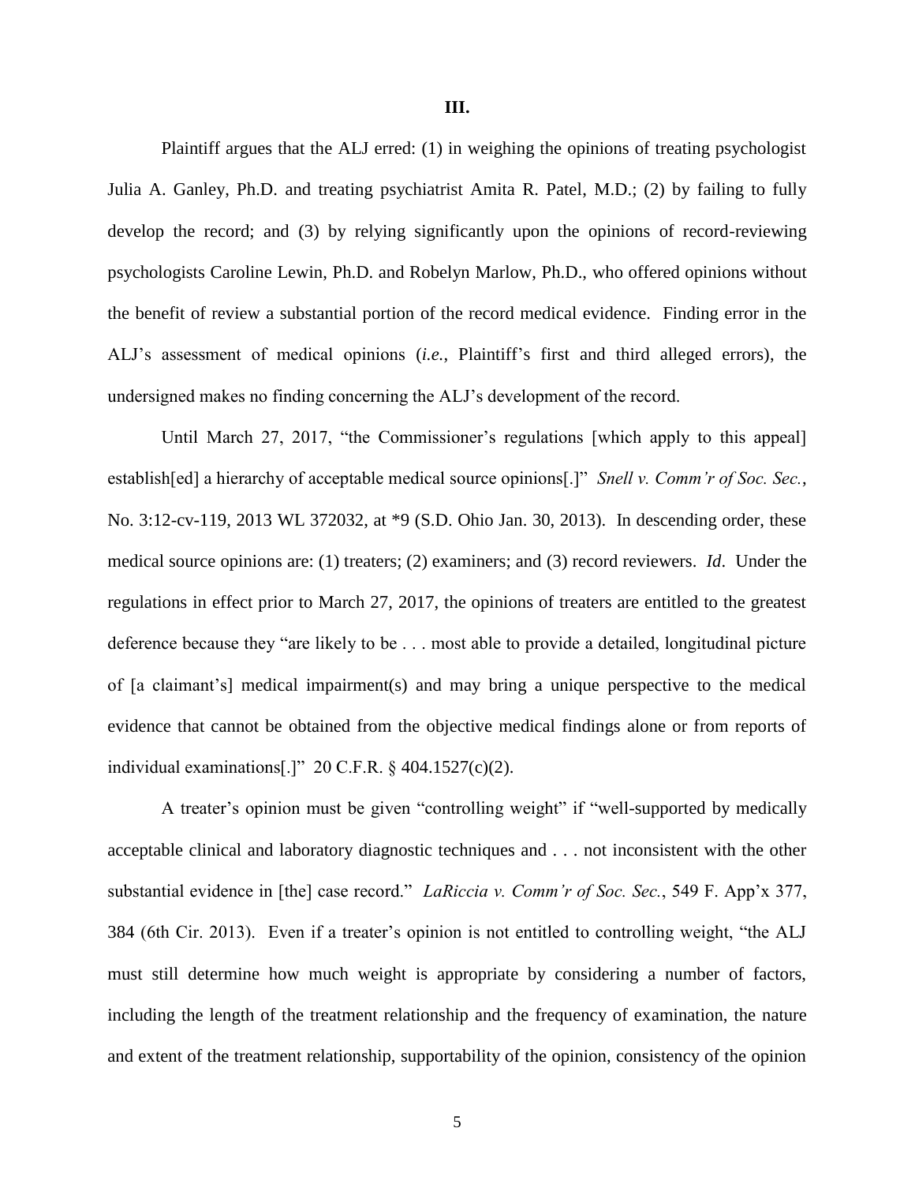## III.

Plaintiff argues that the ALJ erred: (1) in weighing the opinions of treating psychologist Julia A. Ganley, Ph.D. and treating psychiatrist Amita R. Patel, M.D.; (2) by failing to fully develop the record; and (3) by relying significantly upon the opinions of record-reviewing psychologists Caroline Lewin, Ph.D. and Robelyn Marlow, Ph.D., who offered opinions without the benefit of review a substantial portion of the record medical evidence. Finding error in the ALJ's assessment of medical opinions (*i.e.*, Plaintiff's first and third alleged errors), the undersigned makes no finding concerning the ALJ's development of the record.

Until March 27, 2017, "the Commissioner's regulations [which apply to this appeal] establish[ed] a hierarchy of acceptable medical source opinions[.]" *Snell v. Comm'r of Soc. Sec.*, No. 3:12-cv-119, 2013 WL 372032, at *9 (S.D. Ohio Jan. 30, 2013). In descending order, these medical source opinions are: (1) treaters; (2) examiners; and (3) record reviewers. *Id*. Under the regulations in effect prior to March 27, 2017, the opinions of treaters are entitled to the greatest deference because they "are likely to be . . . most able to provide a detailed, longitudinal picture of [a claimant's] medical impairment(s) and may bring a unique perspective to the medical evidence that cannot be obtained from the objective medical findings alone or from reports of individual examinations[.]" 20 C.F.R. § 404.1527(c)(2).

A treater's opinion must be given "controlling weight" if "well-supported by medically acceptable clinical and laboratory diagnostic techniques and . . . not inconsistent with the other substantial evidence in [the] case record." *LaRiccia v. Comm'r of Soc. Sec.*, 549 F. App'x 377, 384 (6th Cir. 2013). Even if a treater's opinion is not entitled to controlling weight, "the ALJ must still determine how much weight is appropriate by considering a number of factors, including the length of the treatment relationship and the frequency of examination, the nature and extent of the treatment relationship, supportability of the opinion, consistency of the opinion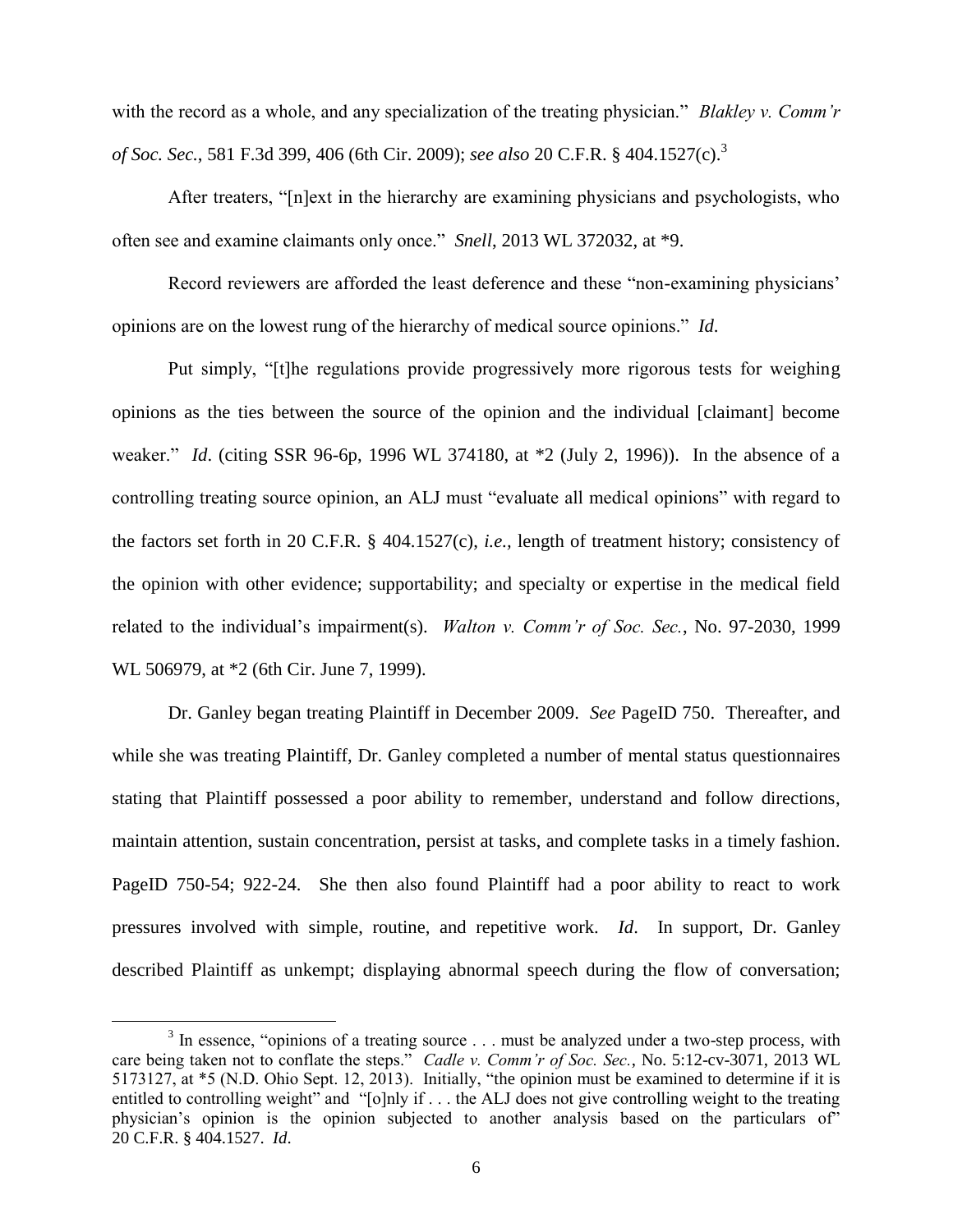with the record as a whole, and any specialization of the treating physician." *Blakley v. Comm'r of Soc. Sec.*, 581 F.3d 399, 406 (6th Cir. 2009); *see also* 20 C.F.R. § 404.1527(c).[3]

After treaters, "[n]ext in the hierarchy are examining physicians and psychologists, who often see and examine claimants only once." *Snell*, 2013 WL 372032, at \*9.

Record reviewers are afforded the least deference and these "non-examining physicians' opinions are on the lowest rung of the hierarchy of medical source opinions." *Id.*

Put simply, "[t]he regulations provide progressively more rigorous tests for weighing opinions as the ties between the source of the opinion and the individual [claimant] become weaker." *Id.* (citing SSR 96-6p, 1996 WL 374180, at \*2 (July 2, 1996)). In the absence of a controlling treating source opinion, an ALJ must "evaluate all medical opinions" with regard to the factors set forth in 20 C.F.R. § 404.1527(c), *i.e.,* length of treatment history; consistency of the opinion with other evidence; supportability; and specialty or expertise in the medical field related to the individual's impairment(s). *Walton v. Comm'r of Soc. Sec.*, No. 97-2030, 1999 WL 506979, at \*2 (6th Cir. June 7, 1999).

Dr. Ganley began treating Plaintiff in December 2009. *See* PageID 750. Thereafter, and while she was treating Plaintiff, Dr. Ganley completed a number of mental status questionnaires stating that Plaintiff possessed a poor ability to remember, understand and follow directions, maintain attention, sustain concentration, persist at tasks, and complete tasks in a timely fashion. PageID 750-54; 922-24. She then also found Plaintiff had a poor ability to react to work pressures involved with simple, routine, and repetitive work. *Id*. In support, Dr. Ganley described Plaintiff as unkempt; displaying abnormal speech during the flow of conversation;

---

[3] In essence, "opinions of a treating source . . . must be analyzed under a two-step process, with care being taken not to conflate the steps." *Cadle v. Comm'r of Soc. Sec.*, No. 5:12-cv-3071, 2013 WL 5173127, at \*5 (N.D. Ohio Sept. 12, 2013). Initially, "the opinion must be examined to determine if it is entitled to controlling weight" and "[o]nly if . . . the ALJ does not give controlling weight to the treating physician's opinion is the opinion subjected to another analysis based on the particulars of" 20 C.F.R. § 404.1527. *Id*.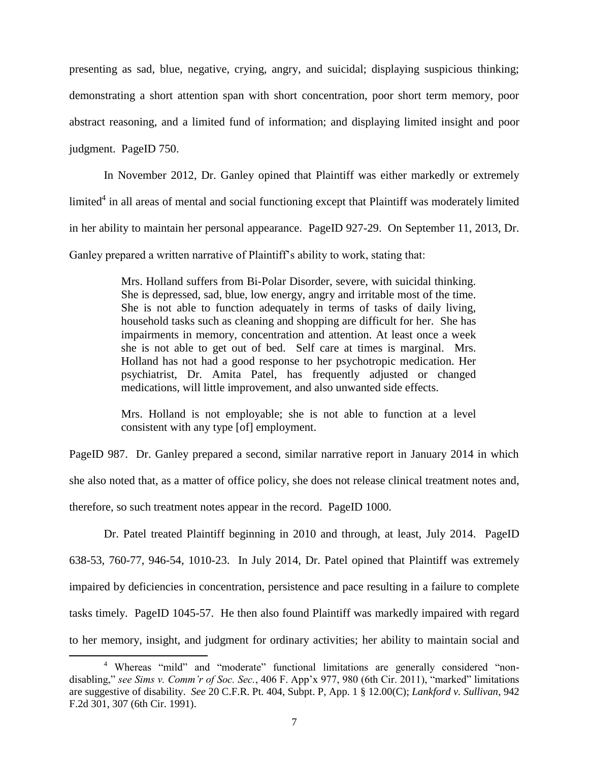presenting as sad, blue, negative, crying, angry, and suicidal; displaying suspicious thinking; demonstrating a short attention span with short concentration, poor short term memory, poor abstract reasoning, and a limited fund of information; and displaying limited insight and poor judgment. PageID 750.

In November 2012, Dr. Ganley opined that Plaintiff was either markedly or extremely limited[4] in all areas of mental and social functioning except that Plaintiff was moderately limited in her ability to maintain her personal appearance. PageID 927-29. On September 11, 2013, Dr. Ganley prepared a written narrative of Plaintiff's ability to work, stating that:

> Mrs. Holland suffers from Bi-Polar Disorder, severe, with suicidal thinking. She is depressed, sad, blue, low energy, angry and irritable most of the time. She is not able to function adequately in terms of tasks of daily living, household tasks such as cleaning and shopping are difficult for her. She has impairments in memory, concentration and attention. At least once a week she is not able to get out of bed. Self care at times is marginal. Mrs. Holland has not had a good response to her psychotropic medication. Her psychiatrist, Dr. Amita Patel, has frequently adjusted or changed medications, will little improvement, and also unwanted side effects.
>
> Mrs. Holland is not employable; she is not able to function at a level consistent with any type [of] employment.

PageID 987. Dr. Ganley prepared a second, similar narrative report in January 2014 in which she also noted that, as a matter of office policy, she does not release clinical treatment notes and, therefore, so such treatment notes appear in the record. PageID 1000.

Dr. Patel treated Plaintiff beginning in 2010 and through, at least, July 2014. PageID 638-53, 760-77, 946-54, 1010-23. In July 2014, Dr. Patel opined that Plaintiff was extremely impaired by deficiencies in concentration, persistence and pace resulting in a failure to complete tasks timely. PageID 1045-57. He then also found Plaintiff was markedly impaired with regard to her memory, insight, and judgment for ordinary activities; her ability to maintain social and

---

[4] Whereas "mild" and "moderate" functional limitations are generally considered "non-disabling," *see Sims v. Comm'r of Soc. Sec.*, 406 F. App'x 977, 980 (6th Cir. 2011), "marked" limitations are suggestive of disability. *See* 20 C.F.R. Pt. 404, Subpt. P, App. 1 § 12.00(C); *Lankford v. Sullivan*, 942 F.2d 301, 307 (6th Cir. 1991).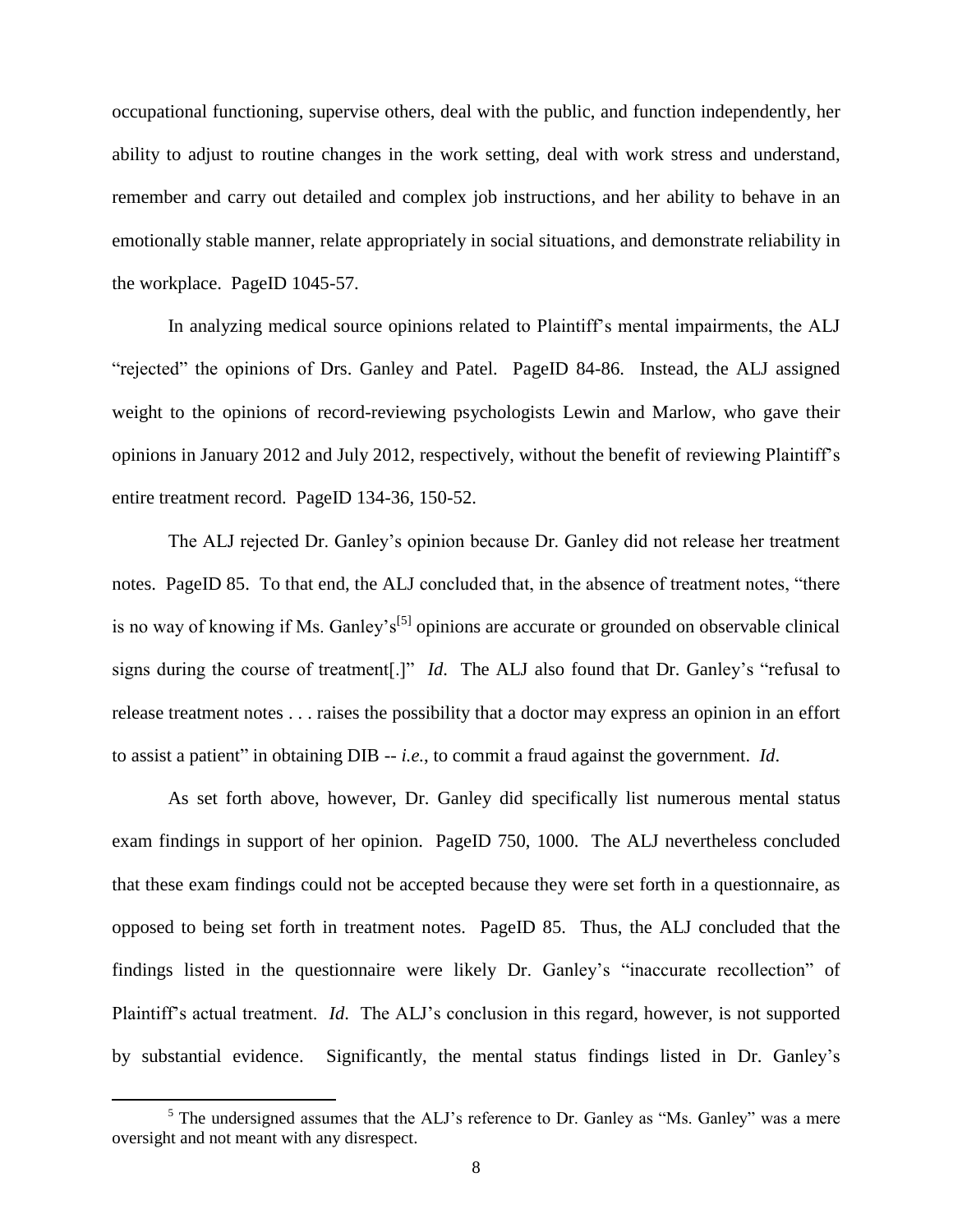occupational functioning, supervise others, deal with the public, and function independently, her ability to adjust to routine changes in the work setting, deal with work stress and understand, remember and carry out detailed and complex job instructions, and her ability to behave in an emotionally stable manner, relate appropriately in social situations, and demonstrate reliability in the workplace. PageID 1045-57.

In analyzing medical source opinions related to Plaintiff's mental impairments, the ALJ "rejected" the opinions of Drs. Ganley and Patel. PageID 84-86. Instead, the ALJ assigned weight to the opinions of record-reviewing psychologists Lewin and Marlow, who gave their opinions in January 2012 and July 2012, respectively, without the benefit of reviewing Plaintiff's entire treatment record. PageID 134-36, 150-52.

The ALJ rejected Dr. Ganley's opinion because Dr. Ganley did not release her treatment notes. PageID 85. To that end, the ALJ concluded that, in the absence of treatment notes, "there is no way of knowing if Ms. Ganley's[5] opinions are accurate or grounded on observable clinical signs during the course of treatment[.]" *Id.* The ALJ also found that Dr. Ganley's "refusal to release treatment notes . . . raises the possibility that a doctor may express an opinion in an effort to assist a patient" in obtaining DIB -- *i.e.*, to commit a fraud against the government. *Id*.

As set forth above, however, Dr. Ganley did specifically list numerous mental status exam findings in support of her opinion. PageID 750, 1000. The ALJ nevertheless concluded that these exam findings could not be accepted because they were set forth in a questionnaire, as opposed to being set forth in treatment notes. PageID 85. Thus, the ALJ concluded that the findings listed in the questionnaire were likely Dr. Ganley's "inaccurate recollection" of Plaintiff's actual treatment. *Id.* The ALJ's conclusion in this regard, however, is not supported by substantial evidence. Significantly, the mental status findings listed in Dr. Ganley's

---

[5] The undersigned assumes that the ALJ's reference to Dr. Ganley as "Ms. Ganley" was a mere oversight and not meant with any disrespect.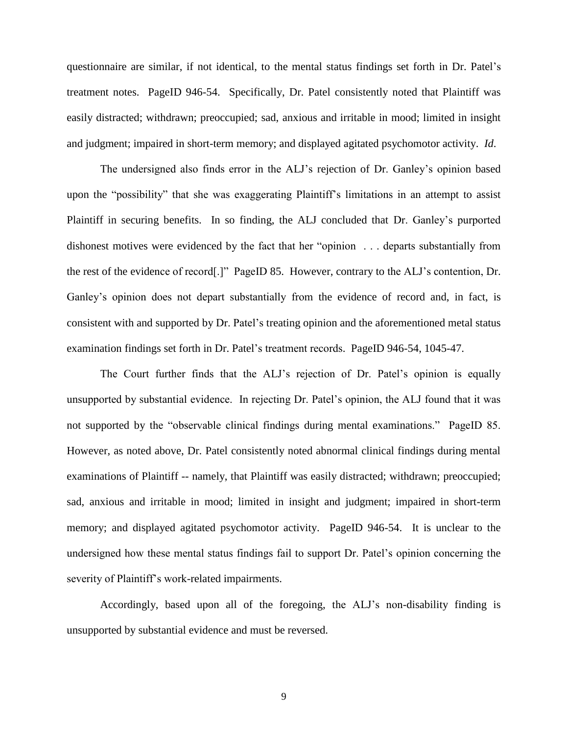questionnaire are similar, if not identical, to the mental status findings set forth in Dr. Patel's treatment notes. PageID 946-54. Specifically, Dr. Patel consistently noted that Plaintiff was easily distracted; withdrawn; preoccupied; sad, anxious and irritable in mood; limited in insight and judgment; impaired in short-term memory; and displayed agitated psychomotor activity. *Id*.

The undersigned also finds error in the ALJ's rejection of Dr. Ganley's opinion based upon the "possibility" that she was exaggerating Plaintiff's limitations in an attempt to assist Plaintiff in securing benefits. In so finding, the ALJ concluded that Dr. Ganley's purported dishonest motives were evidenced by the fact that her "opinion . . . departs substantially from the rest of the evidence of record[.]" PageID 85. However, contrary to the ALJ's contention, Dr. Ganley's opinion does not depart substantially from the evidence of record and, in fact, is consistent with and supported by Dr. Patel's treating opinion and the aforementioned metal status examination findings set forth in Dr. Patel's treatment records. PageID 946-54, 1045-47.

The Court further finds that the ALJ's rejection of Dr. Patel's opinion is equally unsupported by substantial evidence. In rejecting Dr. Patel's opinion, the ALJ found that it was not supported by the "observable clinical findings during mental examinations." PageID 85. However, as noted above, Dr. Patel consistently noted abnormal clinical findings during mental examinations of Plaintiff -- namely, that Plaintiff was easily distracted; withdrawn; preoccupied; sad, anxious and irritable in mood; limited in insight and judgment; impaired in short-term memory; and displayed agitated psychomotor activity. PageID 946-54. It is unclear to the undersigned how these mental status findings fail to support Dr. Patel's opinion concerning the severity of Plaintiff's work-related impairments.

Accordingly, based upon all of the foregoing, the ALJ's non-disability finding is unsupported by substantial evidence and must be reversed.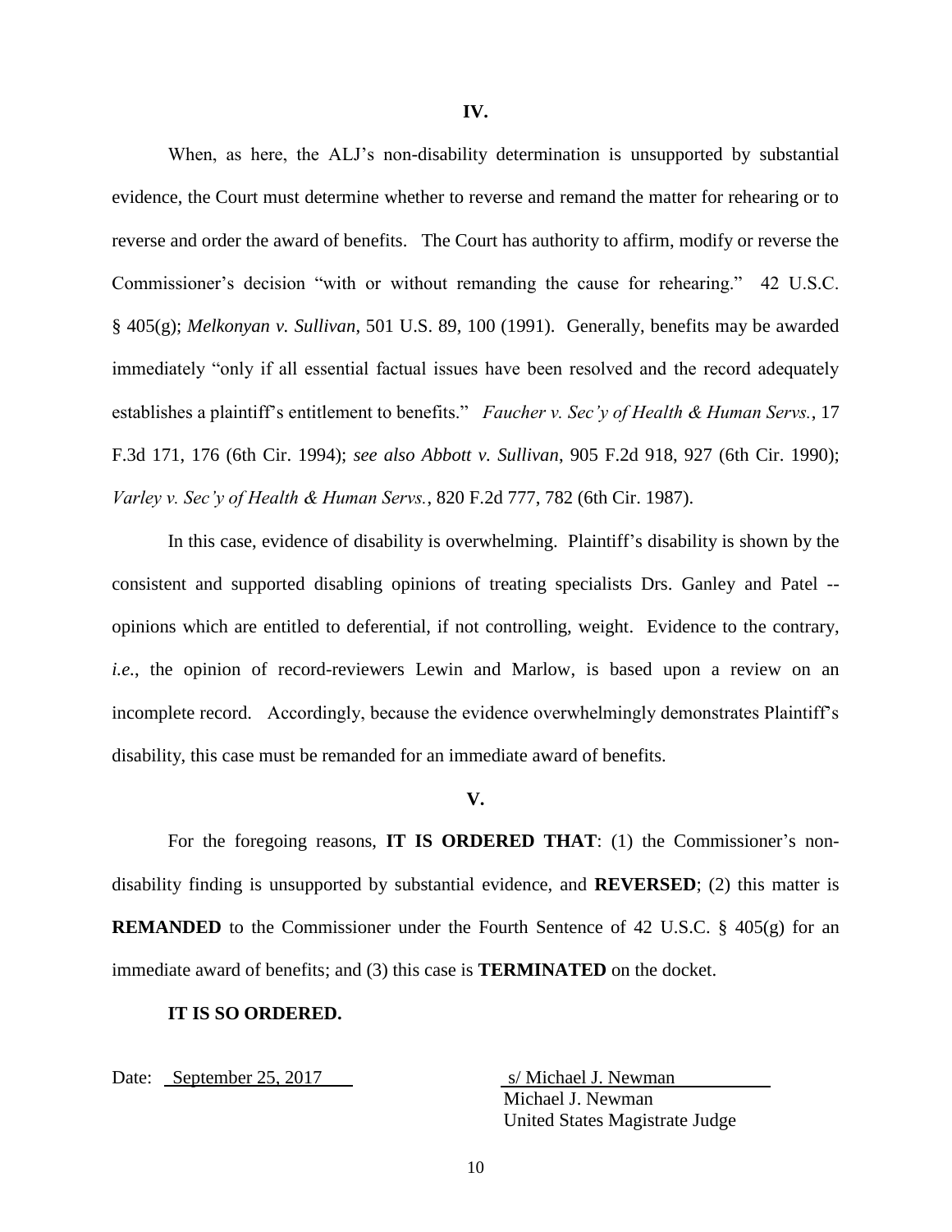## IV.

When, as here, the ALJ's non-disability determination is unsupported by substantial evidence, the Court must determine whether to reverse and remand the matter for rehearing or to reverse and order the award of benefits. The Court has authority to affirm, modify or reverse the Commissioner's decision "with or without remanding the cause for rehearing." 42 U.S.C. § 405(g); *Melkonyan v. Sullivan*, 501 U.S. 89, 100 (1991). Generally, benefits may be awarded immediately "only if all essential factual issues have been resolved and the record adequately establishes a plaintiff's entitlement to benefits." *Faucher v. Sec'y of Health & Human Servs.*, 17 F.3d 171, 176 (6th Cir. 1994); *see also Abbott v. Sullivan*, 905 F.2d 918, 927 (6th Cir. 1990); *Varley v. Sec'y of Health & Human Servs.*, 820 F.2d 777, 782 (6th Cir. 1987).

In this case, evidence of disability is overwhelming. Plaintiff's disability is shown by the consistent and supported disabling opinions of treating specialists Drs. Ganley and Patel -- opinions which are entitled to deferential, if not controlling, weight. Evidence to the contrary, *i.e.*, the opinion of record-reviewers Lewin and Marlow, is based upon a review on an incomplete record. Accordingly, because the evidence overwhelmingly demonstrates Plaintiff's disability, this case must be remanded for an immediate award of benefits.

## V.

For the foregoing reasons, **IT IS ORDERED THAT**: (1) the Commissioner's non-disability finding is unsupported by substantial evidence, and **REVERSED**; (2) this matter is **REMANDED** to the Commissioner under the Fourth Sentence of 42 U.S.C. § 405(g) for an immediate award of benefits; and (3) this case is **TERMINATED** on the docket.

**IT IS SO ORDERED.**

Date: September 25, 2017

s/ Michael J. Newman
Michael J. Newman
United States Magistrate Judge